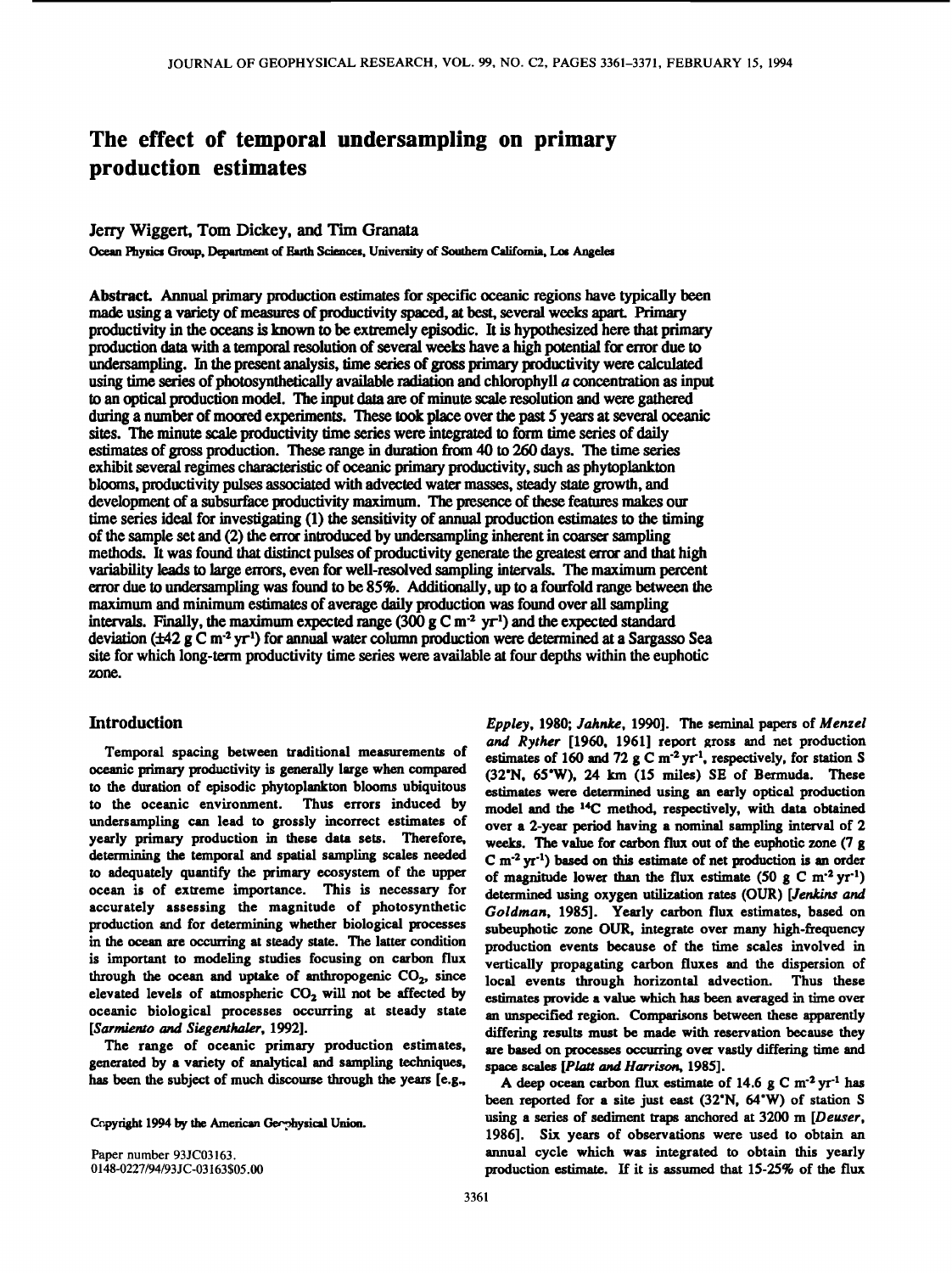# The effect of temporal undersampling on primary production estimates

Jerry Wiggert, Tom Dickey, and Tim Granata

Ocean Physics Group, Department of Earth Sciences, University of Southern California, Los Angeles

**Abstract.** Annual primary production estimates for specific oceanic regions have typically been made using a variety of measures of productivity spaced, at best, several weeks apart. Primary productivity in the oceans is known to be extremely episodic. It is hypothesized here that primary production data with a temporal resolution of several weeks have a high potential for error due to undersampling. In the present analysis, time series of gross primary productivity were calculated using time series of photosynthetically available radiation and chlorophyll *a* concentration as input to an optical production model. The input data are of minute scale resolution and were gathered during a number of moored experiments. These took place over the past 5 years at several oceanic sites. The minute scale productivity time series were integrated to form time series of daily estimates of gross production. These range in duration from 40 to 260 days. The time series exhibit several regimes characteristic of oceanic primary productivity, such as phytoplankton blooms, productivity pulses associated with advected water masses, steady state growth, and development of a subsurface productivity maximum. The presence of these features makes our time series ideal for investigating (1) the sensitivity of annual production estimates to the timing of the sample set and (2) the error introduced by undersampling inherent in coarser sampling methods. It was found that distinct pulses of productivity generate the greatest error and that high variability leads to large errors, even for well-resolved sampling intervals. The maximum percent error due to undersampling was found to be 85%. Additionally, up to a fourfold range between the maximum and minimum estimates of average daily production was found over all sampling intervals. Finally, the maximum expected range (300 g C $m^{-2}$ $yr^{-1}$) and the expected standard deviation (±42 g C $m^{-2}$ $yr^{-1}$) for annual water column production were determined at a Sargasso Sea site for which long-term productivity time series were available at four depths within the euphotic zone.

## Introduction

Temporal spacing between traditional measurements of oceanic primary productivity is generally large when compared to the duration of episodic phytoplankton blooms ubiquitous to the oceanic environment. Thus errors induced by undersampling can lead to grossly incorrect estimates of yearly primary production in these data sets. Therefore, determining the temporal and spatial sampling scales needed to adequately quantify the primary ecosystem of the upper ocean is of extreme importance. This is necessary for accurately assessing the magnitude of photosynthetic production and for determining whether biological processes in the ocean are occurring at steady state. The latter condition is important to modeling studies focusing on carbon flux through the ocean and uptake of anthropogenic $CO_2$, since elevated levels of atmospheric $CO_2$ will not be affected by oceanic biological processes occurring at steady state [*Sarmiento and Siegenthaler*, 1992].

The range of oceanic primary production estimates, generated by a variety of analytical and sampling techniques, has been the subject of much discourse through the years [e.g., *Eppley*, 1980; *Jahnke*, 1990]. The seminal papers of *Menzel and Ryther* [1960, 1961] report gross and net production estimates of 160 and 72 g C $m^{-2}$ $yr^{-1}$, respectively, for station S (32°N, 65°W), 24 km (15 miles) SE of Bermuda. These estimates were determined using an early optical production model and the $^{14}C$ method, respectively, with data obtained over a 2-year period having a nominal sampling interval of 2 weeks. The value for carbon flux out of the euphotic zone (7 g C $m^{-2}$ $yr^{-1}$) based on this estimate of net production is an order of magnitude lower than the flux estimate (50 g C $m^{-2}$ $yr^{-1}$) determined using oxygen utilization rates (OUR) [*Jenkins and Goldman*, 1985]. Yearly carbon flux estimates, based on subeuphotic zone OUR, integrate over many high-frequency production events because of the time scales involved in vertically propagating carbon fluxes and the dispersion of local events through horizontal advection. Thus these estimates provide a value which has been averaged in time over an unspecified region. Comparisons between these apparently differing results must be made with reservation because they are based on processes occurring over vastly differing time and space scales [*Platt and Harrison*, 1985].

A deep ocean carbon flux estimate of 14.6 g C $m^{-2}$ $yr^{-1}$ has been reported for a site just east (32°N, 64°W) of station S using a series of sediment traps anchored at 3200 m [*Deuser*, 1986]. Six years of observations were used to obtain an annual cycle which was integrated to obtain this yearly production estimate. If it is assumed that 15-25% of the flux

Copyright 1994 by the American Geophysical Union.

Paper number 93JC03163.
0148-0227/94/93JC-03163$05.00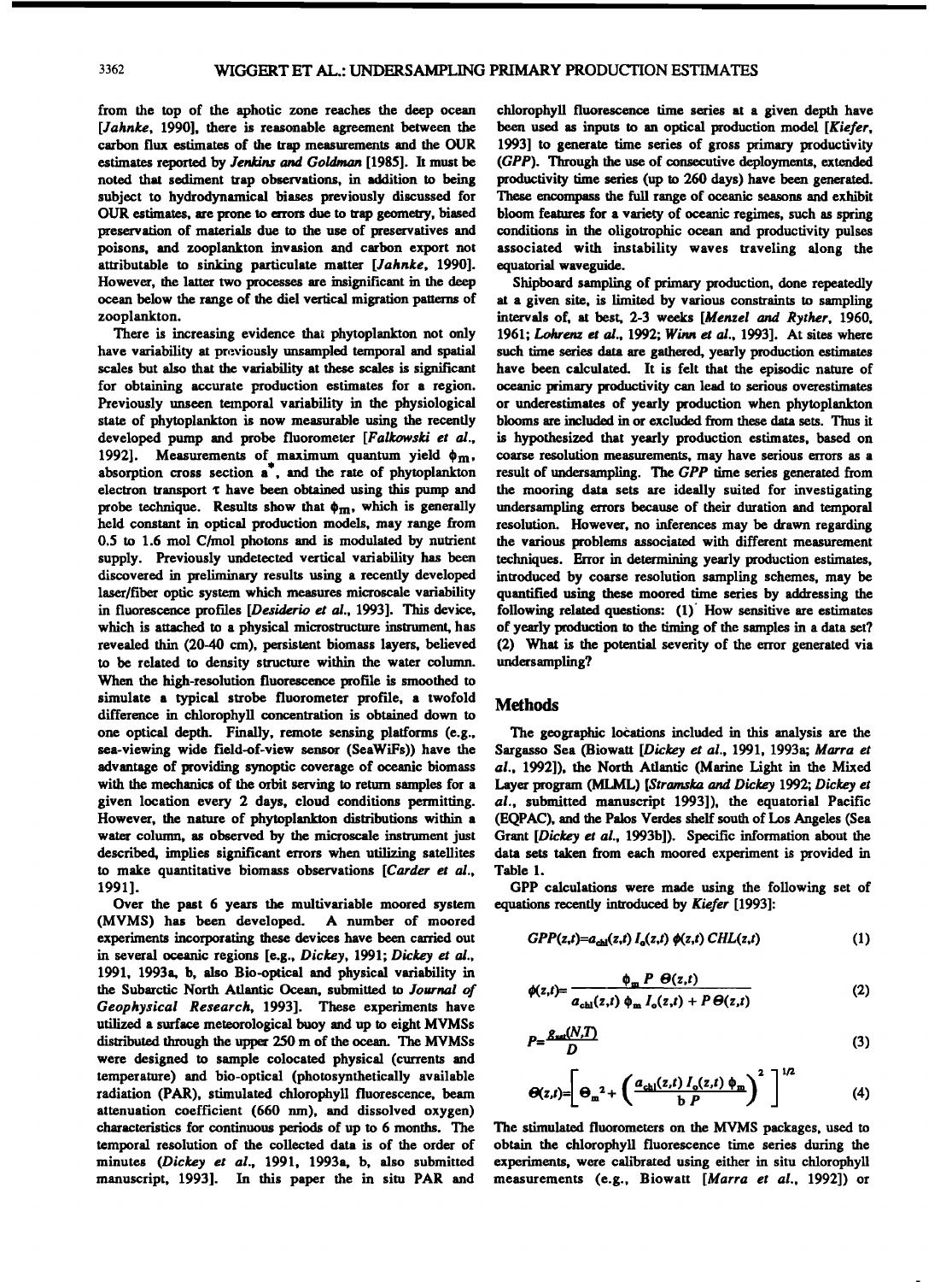from the top of the aphotic zone reaches the deep ocean [*Jahnke*, 1990], there is reasonable agreement between the carbon flux estimates of the trap measurements and the OUR estimates reported by *Jenkins and Goldman* [1985]. It must be noted that sediment trap observations, in addition to being subject to hydrodynamical biases previously discussed for OUR estimates, are prone to errors due to trap geometry, biased preservation of materials due to the use of preservatives and poisons, and zooplankton invasion and carbon export not attributable to sinking particulate matter [*Jahnke*, 1990]. However, the latter two processes are insignificant in the deep ocean below the range of the diel vertical migration patterns of zooplankton.

There is increasing evidence that phytoplankton not only have variability at previously unsampled temporal and spatial scales but also that the variability at these scales is significant for obtaining accurate production estimates for a region. Previously unseen temporal variability in the physiological state of phytoplankton is now measurable using the recently developed pump and probe fluorometer [*Falkowski et al.*, 1992]. Measurements of maximum quantum yield $\phi_m$, absorption cross section $a^*$, and the rate of phytoplankton electron transport $\tau$ have been obtained using this pump and probe technique. Results show that $\phi_m$, which is generally held constant in optical production models, may range from 0.5 to 1.6 mol C/mol photons and is modulated by nutrient supply. Previously undetected vertical variability has been discovered in preliminary results using a recently developed laser/fiber optic system which measures microscale variability in fluorescence profiles [*Desiderio et al.*, 1993]. This device, which is attached to a physical microstructure instrument, has revealed thin (20-40 cm), persistent biomass layers, believed to be related to density structure within the water column. When the high-resolution fluorescence profile is smoothed to simulate a typical strobe fluorometer profile, a twofold difference in chlorophyll concentration is obtained down to one optical depth. Finally, remote sensing platforms (e.g., sea-viewing wide field-of-view sensor (SeaWiFs)) have the advantage of providing synoptic coverage of oceanic biomass with the mechanics of the orbit serving to return samples for a given location every 2 days, cloud conditions permitting. However, the nature of phytoplankton distributions within a water column, as observed by the microscale instrument just described, implies significant errors when utilizing satellites to make quantitative biomass observations [*Carder et al.*, 1991].

Over the past 6 years the multivariable moored system (MVMS) has been developed. A number of moored experiments incorporating these devices have been carried out in several oceanic regions [e.g., *Dickey*, 1991; *Dickey et al.*, 1991, 1993a, b, also Bio-optical and physical variability in the Subarctic North Atlantic Ocean, submitted to *Journal of Geophysical Research*, 1993]. These experiments have utilized a surface meteorological buoy and up to eight MVMSs distributed through the upper 250 m of the ocean. The MVMSs were designed to sample colocated physical (currents and temperature) and bio-optical (photosynthetically available radiation (PAR), stimulated chlorophyll fluorescence, beam attenuation coefficient (660 nm), and dissolved oxygen) characteristics for continuous periods of up to 6 months. The temporal resolution of the collected data is of the order of minutes (*Dickey et al.*, 1991, 1993a, b, also submitted manuscript, 1993]. In this paper the in situ PAR and chlorophyll fluorescence time series at a given depth have been used as inputs to an optical production model [*Kiefer*, 1993] to generate time series of gross primary productivity (*GPP*). Through the use of consecutive deployments, extended productivity time series (up to 260 days) have been generated. These encompass the full range of oceanic seasons and exhibit bloom features for a variety of oceanic regimes, such as spring conditions in the oligotrophic ocean and productivity pulses associated with instability waves traveling along the equatorial waveguide.

Shipboard sampling of primary production, done repeatedly at a given site, is limited by various constraints to sampling intervals of, at best, 2-3 weeks [*Menzel and Ryther*, 1960, 1961; *Lohrenz et al.*, 1992; *Winn et al.*, 1993]. At sites where such time series data are gathered, yearly production estimates have been calculated. It is felt that the episodic nature of oceanic primary productivity can lead to serious overestimates or underestimates of yearly production when phytoplankton blooms are included in or excluded from these data sets. Thus it is hypothesized that yearly production estimates, based on coarse resolution measurements, may have serious errors as a result of undersampling. The *GPP* time series generated from the mooring data sets are ideally suited for investigating undersampling errors because of their duration and temporal resolution. However, no inferences may be drawn regarding the various problems associated with different measurement techniques. Error in determining yearly production estimates, introduced by coarse resolution sampling schemes, may be quantified using these moored time series by addressing the following related questions: (1) How sensitive are estimates of yearly production to the timing of the samples in a data set? (2) What is the potential severity of the error generated via undersampling?

## Methods

The geographic locations included in this analysis are the Sargasso Sea (Biowatt [*Dickey et al.*, 1991, 1993a; *Marra et al.*, 1992]), the North Atlantic (Marine Light in the Mixed Layer program (MLML) [*Stramska and Dickey* 1992; *Dickey et al.*, submitted manuscript 1993]), the equatorial Pacific (EQPAC), and the Palos Verdes shelf south of Los Angeles (Sea Grant [*Dickey et al.*, 1993b]). Specific information about the data sets taken from each moored experiment is provided in Table 1.

GPP calculations were made using the following set of equations recently introduced by *Kiefer* [1993]:

$$GPP(z,t)=a_{chl}(z,t)\,I_o(z,t)\,\phi(z,t)\,CHL(z,t) \tag{1}$$

$$\phi(z,t)=\frac{\phi_m\,P\,\Theta(z,t)}{a_{chl}(z,t)\,\phi_m\,I_o(z,t)+P\,\Theta(z,t)} \tag{2}$$

$$P=\frac{g_{sat}(N,T)}{D} \tag{3}$$

$$\Theta(z,t)=\left[\Theta_m^{\,2}+\left(\frac{a_{chl}(z,t)\,I_o(z,t)\,\phi_m}{b\,P}\right)^2\right]^{1/2} \tag{4}$$

The stimulated fluorometers on the MVMS packages, used to obtain the chlorophyll fluorescence time series during the experiments, were calibrated using either in situ chlorophyll measurements (e.g., Biowatt [*Marra et al.*, 1992]) or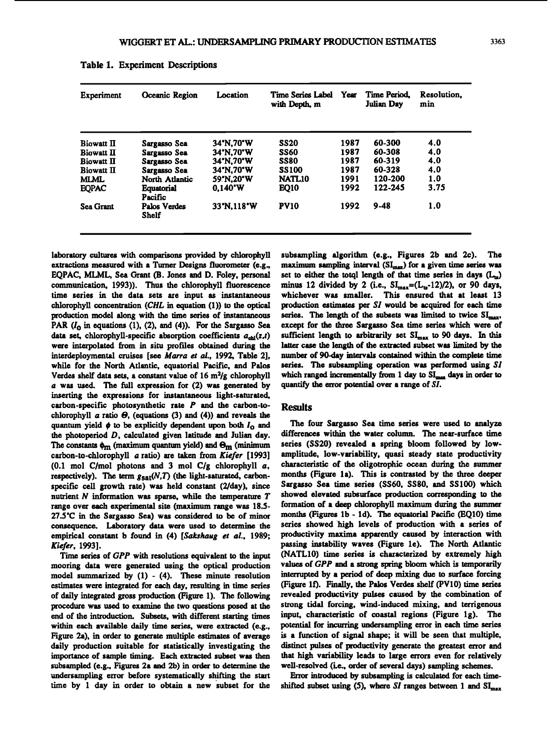Table 1. Experiment Descriptions

| Experiment | Oceanic Region | Location | Time Series Label with Depth, m | Year | Time Period, Julian Day | Resolution, min |
|---|---|---|---|---|---|---|
| Biowatt II | Sargasso Sea | 34°N,70°W | SS20 | 1987 | 60-300 | 4.0 |
| Biowatt II | Sargasso Sea | 34°N,70°W | SS60 | 1987 | 60-308 | 4.0 |
| Biowatt II | Sargasso Sea | 34°N,70°W | SS80 | 1987 | 60-319 | 4.0 |
| Biowatt II | Sargasso Sea | 34°N,70°W | SS100 | 1987 | 60-328 | 4.0 |
| MLML | North Atlantic | 59°N,20°W | NATL10 | 1991 | 120-200 | 1.0 |
| EQPAC | Equatorial Pacific | 0,140°W | EQ10 | 1992 | 122-245 | 3.75 |
| Sea Grant | Palos Verdes Shelf | 33°N,118°W | PV10 | 1992 | 9-48 | 1.0 |

laboratory cultures with comparisons provided by chlorophyll extractions measured with a Turner Designs fluorometer (e.g., EQPAC, MLML, Sea Grant (B. Jones and D. Foley, personal communication, 1993)). Thus the chlorophyll fluorescence time series in the data sets are input as instantaneous chlorophyll concentration (*CHL* in equation (1)) to the optical production model along with the time series of instantaneous PAR ($I_0$ in equations (1), (2), and (4)). For the Sargasso Sea data set, chlorophyll-specific absorption coefficients $a_{chl}(z,t)$ were interpolated from in situ profiles obtained during the interdeploymental cruises [see *Marra et al.*, 1992, Table 2], while for the North Atlantic, equatorial Pacific, and Palos Verdes shelf data sets, a constant value of 16 m$^2$/g chlorophyll *a* was used. The full expression for (2) was generated by inserting the expressions for instantaneous light-saturated, carbon-specific photosynthetic rate *P* and the carbon-to-chlorophyll *a* ratio $\Theta$, (equations (3) and (4)) and reveals the quantum yield $\phi$ to be explicitly dependent upon both $I_0$ and the photoperiod *D*, calculated given latitude and Julian day. The constants $\phi_m$ (maximum quantum yield) and $\Theta_m$ (minimum carbon-to-chlorophyll *a* ratio) are taken from *Kiefer* [1993] (0.1 mol C/mol photons and 3 mol C/g chlorophyll *a*, respectively). The term $g_{sat}(N,T)$ (the light-saturated, carbon-specific cell growth rate) was held constant (2/day), since nutrient *N* information was sparse, while the temperature *T* range over each experimental site (maximum range was 18.5-27.5°C in the Sargasso Sea) was considered to be of minor consequence. Laboratory data were used to determine the empirical constant b found in (4) [*Sakshaug et al.*, 1989; *Kiefer*, 1993].

Time series of *GPP* with resolutions equivalent to the input mooring data were generated using the optical production model summarized by (1) - (4). These minute resolution estimates were integrated for each day, resulting in time series of daily integrated gross production (Figure 1). The following procedure was used to examine the two questions posed at the end of the introduction. Subsets, with different starting times within each available daily time series, were extracted (e.g., Figure 2a), in order to generate multiple estimates of average daily production suitable for statistically investigating the importance of sample timing. Each extracted subset was then subsampled (e.g., Figures 2a and 2b) in order to determine the undersampling error before systematically shifting the start time by 1 day in order to obtain a new subset for the subsampling algorithm (e.g., Figures 2b and 2c). The maximum sampling interval ($SI_{max}$) for a given time series was set to either the totql length of that time series in days ($L_{ts}$) minus 12 divided by 2 (i.e., $SI_{max}=(L_{ts}-12)/2$), or 90 days, whichever was smaller. This ensured that at least 13 production estimates per *SI* would be acquired for each time series. The length of the subsets was limited to twice $SI_{max}$, except for the three Sargasso Sea time series which were of sufficient length to arbitrarily set $SI_{max}$ to 90 days. In this latter case the length of the extracted subset was limited by the number of 90-day intervals contained within the complete time series. The subsampling operation was performed using *SI* which ranged incrementally from 1 day to $SI_{max}$ days in order to quantify the error potential over a range of *SI*.

## Results

The four Sargasso Sea time series were used to analyze differences within the water column. The near-surface time series (SS20) revealed a spring bloom followed by low-amplitude, low-variability, quasi steady state productivity characteristic of the oligotrophic ocean during the summer months (Figure 1a). This is contrasted by the three deeper Sargasso Sea time series (SS60, SS80, and SS100) which showed elevated subsurface production corresponding to the formation of a deep chlorophyll maximum during the summer months (Figures 1b - 1d). The equatorial Pacific (EQ10) time series showed high levels of production with a series of productivity maxima apparently caused by interaction with passing instability waves (Figure 1e). The North Atlantic (NATL10) time series is characterized by extremely high values of *GPP* and a strong spring bloom which is temporarily interrupted by a period of deep mixing due to surface forcing (Figure 1f). Finally, the Palos Verdes shelf (PV10) time series revealed productivity pulses caused by the combination of strong tidal forcing, wind-induced mixing, and terrigenous input, characteristic of coastal regions (Figure 1g). The potential for incurring undersampling error in each time series is a function of signal shape; it will be seen that multiple, distinct pulses of productivity generate the greatest error and that high variability leads to large errors even for relatively well-resolved (i.e., order of several days) sampling schemes.

Error introduced by subsampling is calculated for each time-shifted subset using (5), where *SI* ranges between 1 and $SI_{max}$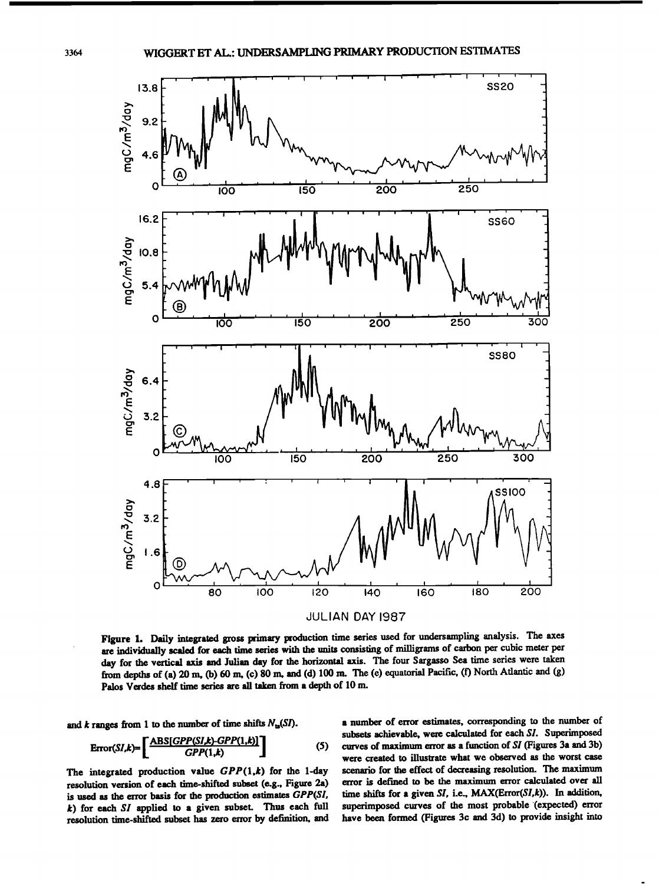**Figure 1.** Daily integrated gross primary production time series used for undersampling analysis. The axes are individually scaled for each time series with the units consisting of milligrams of carbon per cubic meter per day for the vertical axis and Julian day for the horizontal axis. The four Sargasso Sea time series were taken from depths of (a) 20 m, (b) 60 m, (c) 80 m, and (d) 100 m. The (e) equatorial Pacific, (f) North Atlantic and (g) Palos Verdes shelf time series are all taken from a depth of 10 m.

and $k$ ranges from 1 to the number of time shifts $N_{ts}(SI)$.

$$\mathrm{Error}(SI,k)=\left[\frac{\mathrm{ABS}[GPP(SI,k)-GPP(1,k)]}{GPP(1,k)}\right] \tag{5}$$

The integrated production value $GPP(1,k)$ for the 1-day resolution version of each time-shifted subset (e.g., Figure 2a) is used as the error basis for the production estimates $GPP(SI, k)$ for each $SI$ applied to a given subset. Thus each full resolution time-shifted subset has zero error by definition, and a number of error estimates, corresponding to the number of subsets achievable, were calculated for each $SI$. Superimposed curves of maximum error as a function of $SI$ (Figures 3a and 3b) were created to illustrate what we observed as the worst case scenario for the effect of decreasing resolution. The maximum error is defined to be the maximum error calculated over all time shifts for a given $SI$, i.e., MAX(Error($SI$,$k$)). In addition, superimposed curves of the most probable (expected) error have been formed (Figures 3c and 3d) to provide insight into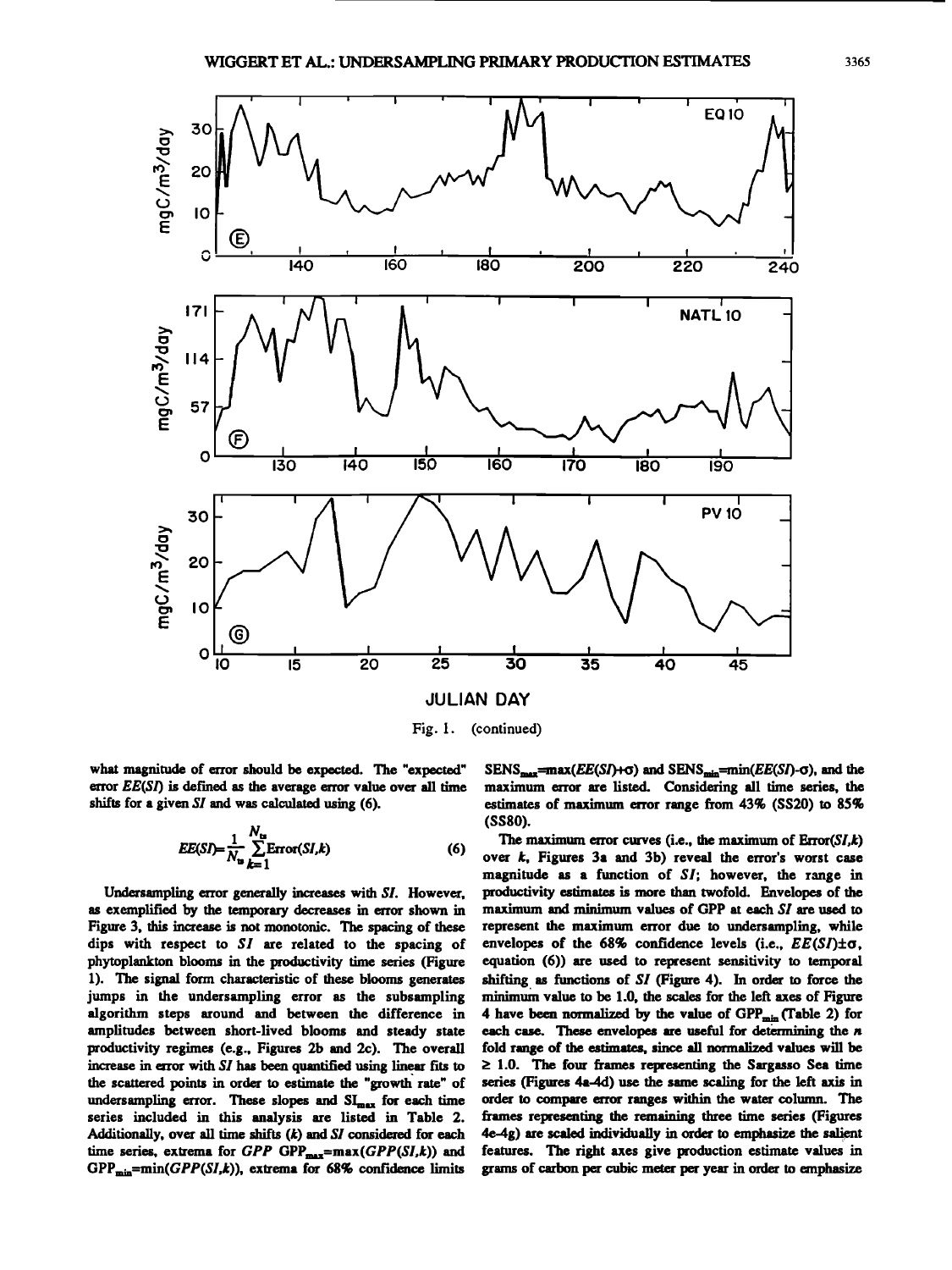Fig. 1. (continued)

what magnitude of error should be expected. The "expected" error $EE(SI)$ is defined as the average error value over all time shifts for a given $SI$ and was calculated using (6).

$$EE(SI)=\frac{1}{N_{ts}}\sum_{k=1}^{N_{ts}}\text{Error}(SI,k) \tag{6}$$

Undersampling error generally increases with $SI$. However, as exemplified by the temporary decreases in error shown in Figure 3, this increase is not monotonic. The spacing of these dips with respect to $SI$ are related to the spacing of phytoplankton blooms in the productivity time series (Figure 1). The signal form characteristic of these blooms generates jumps in the undersampling error as the subsampling algorithm steps around and between the difference in amplitudes between short-lived blooms and steady state productivity regimes (e.g., Figures 2b and 2c). The overall increase in error with $SI$ has been quantified using linear fits to the scattered points in order to estimate the "growth rate" of undersampling error. These slopes and $SI_{max}$ for each time series included in this analysis are listed in Table 2. Additionally, over all time shifts ($k$) and $SI$ considered for each time series, extrema for $GPP$ $GPP_{max}=\max(GPP(SI,k))$ and $GPP_{min}=\min(GPP(SI,k))$, extrema for 68% confidence limits $SENS_{max}=\max(EE(SI)+\sigma)$ and $SENS_{min}=\min(EE(SI)-\sigma)$, and the maximum error are listed. Considering all time series, the estimates of maximum error range from 43% (SS20) to 85% (SS80).

The maximum error curves (i.e., the maximum of $\text{Error}(SI,k)$ over $k$, Figures 3a and 3b) reveal the error's worst case magnitude as a function of $SI$; however, the range in productivity estimates is more than twofold. Envelopes of the maximum and minimum values of GPP at each $SI$ are used to represent the maximum error due to undersampling, while envelopes of the 68% confidence levels (i.e., $EE(SI)\pm\sigma$, equation (6)) are used to represent sensitivity to temporal shifting as functions of $SI$ (Figure 4). In order to force the minimum value to be 1.0, the scales for the left axes of Figure 4 have been normalized by the value of $GPP_{min}$ (Table 2) for each case. These envelopes are useful for determining the $n$ fold range of the estimates, since all normalized values will be $\geq$ 1.0. The four frames representing the Sargasso Sea time series (Figures 4a-4d) use the same scaling for the left axis in order to compare error ranges within the water column. The frames representing the remaining three time series (Figures 4e-4g) are scaled individually in order to emphasize the salient features. The right axes give production estimate values in grams of carbon per cubic meter per year in order to emphasize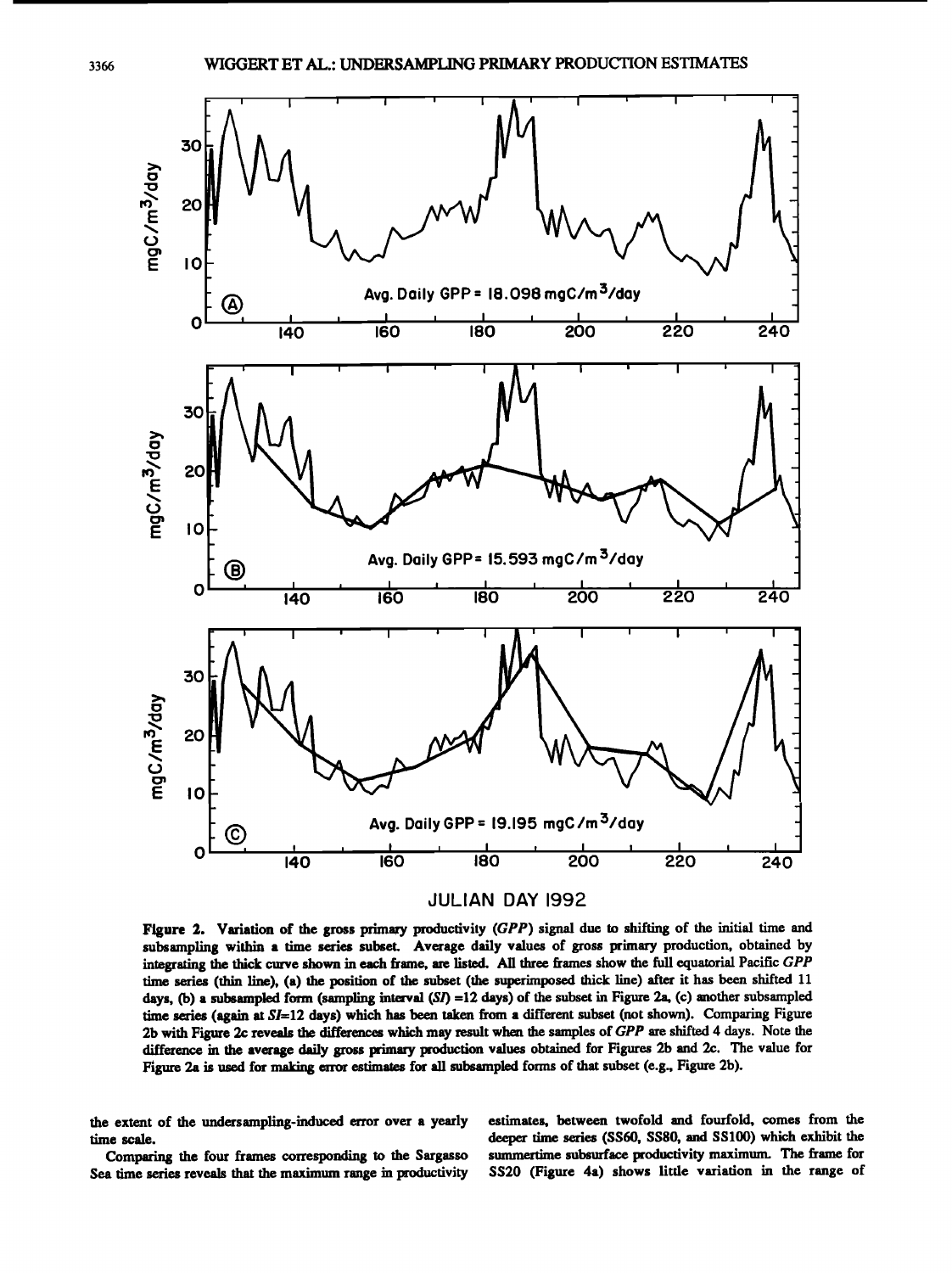Figure 2. Variation of the gross primary productivity (*GPP*) signal due to shifting of the initial time and subsampling within a time series subset. Average daily values of gross primary production, obtained by integrating the thick curve shown in each frame, are listed. All three frames show the full equatorial Pacific *GPP* time series (thin line), (a) the position of the subset (the superimposed thick line) after it has been shifted 11 days, (b) a subsampled form (sampling interval (*SI*) =12 days) of the subset in Figure 2a, (c) another subsampled time series (again at *SI*=12 days) which has been taken from a different subset (not shown). Comparing Figure 2b with Figure 2c reveals the differences which may result when the samples of *GPP* are shifted 4 days. Note the difference in the average daily gross primary production values obtained for Figures 2b and 2c. The value for Figure 2a is used for making error estimates for all subsampled forms of that subset (e.g., Figure 2b).

the extent of the undersampling-induced error over a yearly time scale.

Comparing the four frames corresponding to the Sargasso Sea time series reveals that the maximum range in productivity estimates, between twofold and fourfold, comes from the deeper time series (SS60, SS80, and SS100) which exhibit the summertime subsurface productivity maximum. The frame for SS20 (Figure 4a) shows little variation in the range of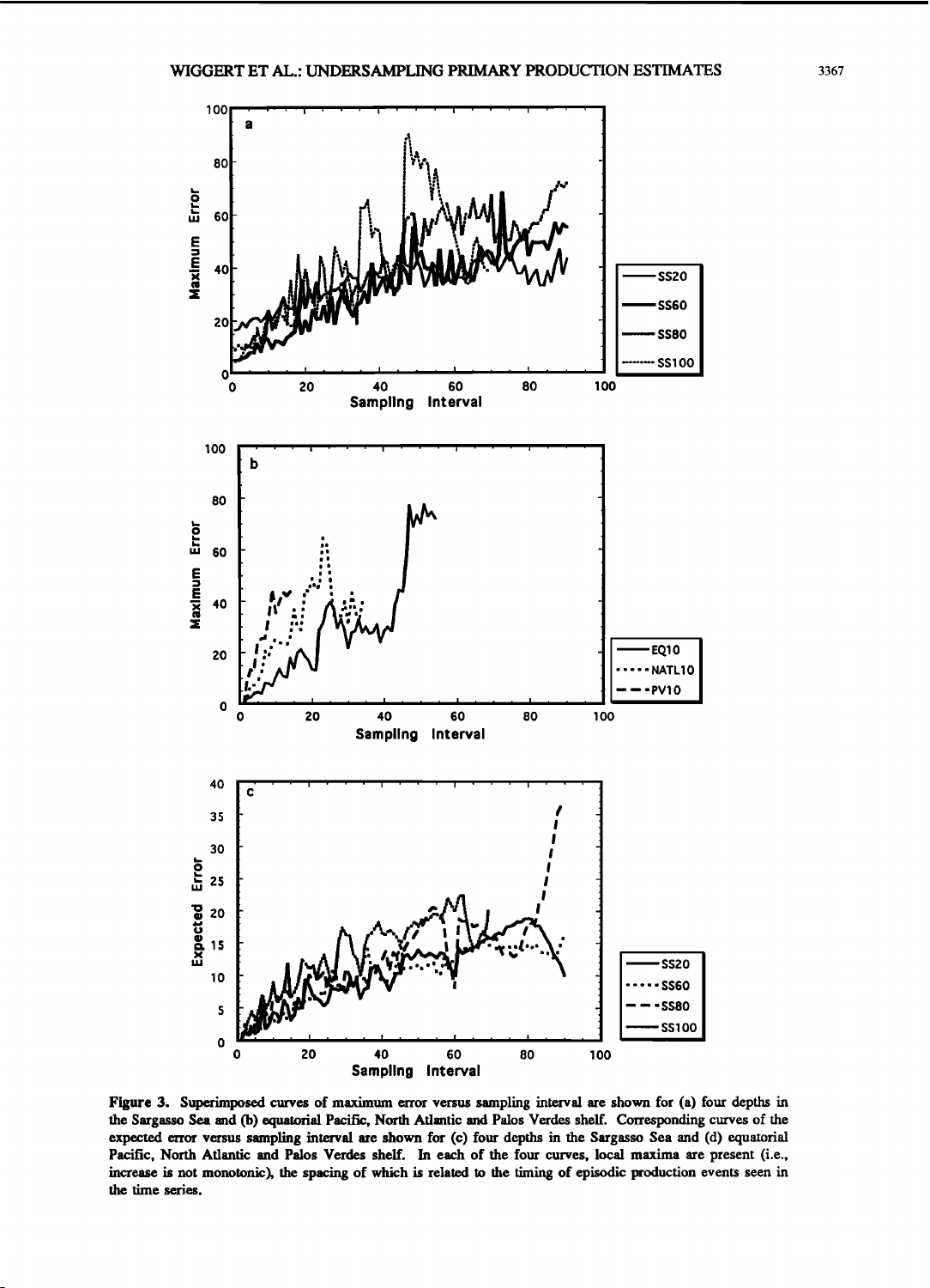**Figure 3.** Superimposed curves of maximum error versus sampling interval are shown for (a) four depths in the Sargasso Sea and (b) equatorial Pacific, North Atlantic and Palos Verdes shelf. Corresponding curves of the expected error versus sampling interval are shown for (c) four depths in the Sargasso Sea and (d) equatorial Pacific, North Atlantic and Palos Verdes shelf. In each of the four curves, local maxima are present (i.e., increase is not monotonic), the spacing of which is related to the timing of episodic production events seen in the time series.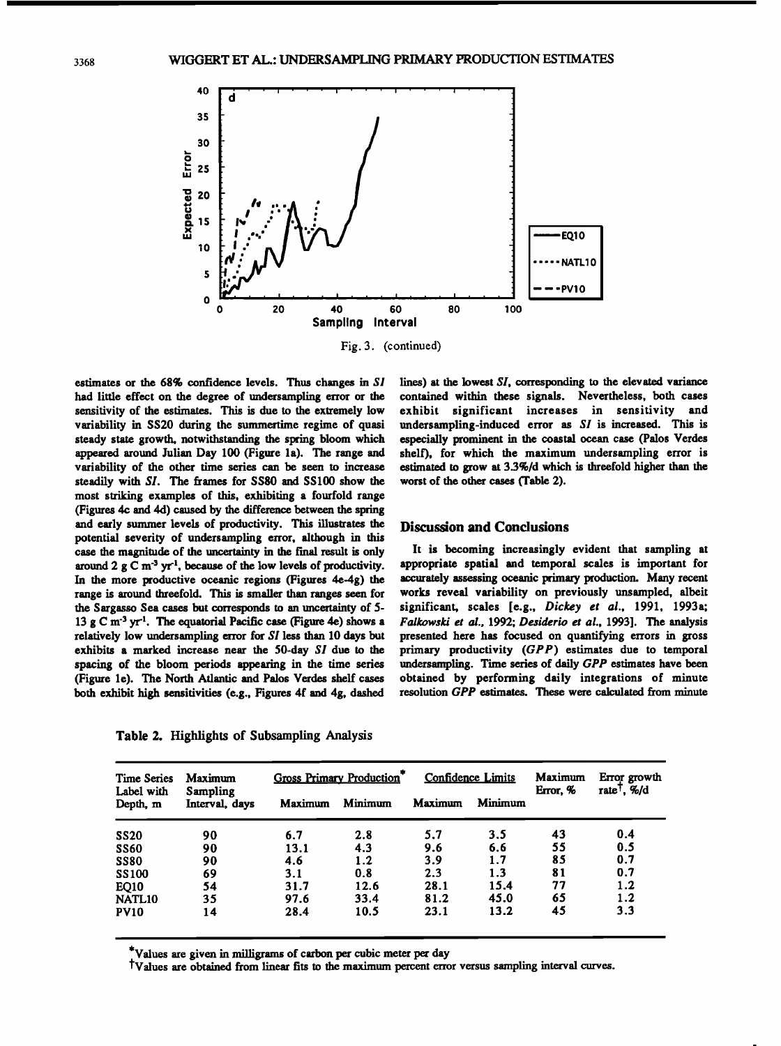Fig. 3. (continued)

estimates or the 68% confidence levels. Thus changes in *SI* had little effect on the degree of undersampling error or the sensitivity of the estimates. This is due to the extremely low variability in SS20 during the summertime regime of quasi steady state growth, notwithstanding the spring bloom which appeared around Julian Day 100 (Figure 1a). The range and variability of the other time series can be seen to increase steadily with *SI*. The frames for SS80 and SS100 show the most striking examples of this, exhibiting a fourfold range (Figures 4c and 4d) caused by the difference between the spring and early summer levels of productivity. This illustrates the potential severity of undersampling error, although in this case the magnitude of the uncertainty in the final result is only around 2 g C $m^{-3}$ $yr^{-1}$, because of the low levels of productivity. In the more productive oceanic regions (Figures 4e-4g) the range is around threefold. This is smaller than ranges seen for the Sargasso Sea cases but corresponds to an uncertainty of 5-13 g C $m^{-3}$ $yr^{-1}$. The equatorial Pacific case (Figure 4e) shows a relatively low undersampling error for *SI* less than 10 days but exhibits a marked increase near the 50-day *SI* due to the spacing of the bloom periods appearing in the time series (Figure 1e). The North Atlantic and Palos Verdes shelf cases both exhibit high sensitivities (e.g., Figures 4f and 4g, dashed lines) at the lowest *SI*, corresponding to the elevated variance contained within these signals. Nevertheless, both cases exhibit significant increases in sensitivity and undersampling-induced error as *SI* is increased. This is especially prominent in the coastal ocean case (Palos Verdes shelf), for which the maximum undersampling error is estimated to grow at 3.3%/d which is threefold higher than the worst of the other cases (Table 2).

## Discussion and Conclusions

It is becoming increasingly evident that sampling at appropriate spatial and temporal scales is important for accurately assessing oceanic primary production. Many recent works reveal variability on previously unsampled, albeit significant, scales [e.g., *Dickey et al.*, 1991, 1993a; *Falkowski et al.*, 1992; *Desiderio et al.*, 1993]. The analysis presented here has focused on quantifying errors in gross primary productivity (*GPP*) estimates due to temporal undersampling. Time series of daily *GPP* estimates have been obtained by performing daily integrations of minute resolution *GPP* estimates. These were calculated from minute

Table 2. Highlights of Subsampling Analysis

| Time Series Label with Depth, m | Maximum Sampling Interval, days | Gross Primary Production* | | Confidence Limits | | Maximum Error, % | Error growth rate†, %/d |
|---|---|---|---|---|---|---|---|
| | | Maximum | Minimum | Maximum | Minimum | | |
| SS20 | 90 | 6.7 | 2.8 | 5.7 | 3.5 | 43 | 0.4 |
| SS60 | 90 | 13.1 | 4.3 | 9.6 | 6.6 | 55 | 0.5 |
| SS80 | 90 | 4.6 | 1.2 | 3.9 | 1.7 | 85 | 0.7 |
| SS100 | 69 | 3.1 | 0.8 | 2.3 | 1.3 | 81 | 0.7 |
| EQ10 | 54 | 31.7 | 12.6 | 28.1 | 15.4 | 77 | 1.2 |
| NATL10 | 35 | 97.6 | 33.4 | 81.2 | 45.0 | 65 | 1.2 |
| PV10 | 14 | 28.4 | 10.5 | 23.1 | 13.2 | 45 | 3.3 |

*Values are given in milligrams of carbon per cubic meter per day

†Values are obtained from linear fits to the maximum percent error versus sampling interval curves.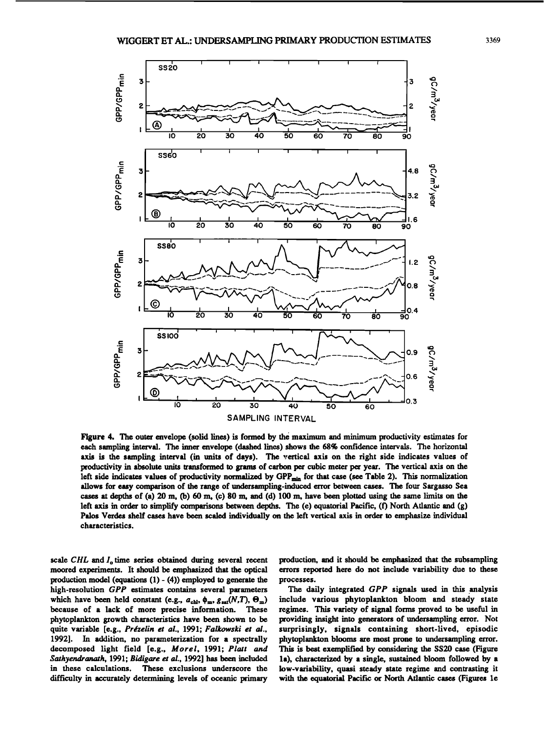**Figure 4.** The outer envelope (solid lines) is formed by the maximum and minimum productivity estimates for each sampling interval. The inner envelope (dashed lines) shows the 68% confidence intervals. The horizontal axis is the sampling interval (in units of days). The vertical axis on the right side indicates values of productivity in absolute units transformed to grams of carbon per cubic meter per year. The vertical axis on the left side indicates values of productivity normalized by $GPP_{min}$ for that case (see Table 2). This normalization allows for easy comparison of the range of undersampling-induced error between cases. The four Sargasso Sea cases at depths of (a) 20 m, (b) 60 m, (c) 80 m, and (d) 100 m, have been plotted using the same limits on the left axis in order to simplify comparisons between depths. The (e) equatorial Pacific, (f) North Atlantic and (g) Palos Verdes shelf cases have been scaled individually on the left vertical axis in order to emphasize individual characteristics.

scale *CHL* and $I_0$ time series obtained during several recent moored experiments. It should be emphasized that the optical production model (equations (1) - (4)) employed to generate the high-resolution *GPP* estimates contains several parameters which have been held constant (e.g., $a_{chl}$, $\phi_m$, $g_{sat}(N,T)$, $\Theta_m$) because of a lack of more precise information. These phytoplankton growth characteristics have been shown to be quite variable [e.g., *Prézelin et al.*, 1991; *Falkowski et al.*, 1992]. In addition, no parameterization for a spectrally decomposed light field [e.g., *Morel*, 1991; *Platt and Sathyendranath*, 1991; *Bidigare et al.*, 1992] has been included in these calculations. These exclusions underscore the difficulty in accurately determining levels of oceanic primary production, and it should be emphasized that the subsampling errors reported here do not include variability due to these processes.

The daily integrated *GPP* signals used in this analysis include various phytoplankton bloom and steady state regimes. This variety of signal forms proved to be useful in providing insight into generators of undersampling error. Not surprisingly, signals containing short-lived, episodic phytoplankton blooms are most prone to undersampling error. This is best exemplified by considering the SS20 case (Figure 1a), characterized by a single, sustained bloom followed by a low-variability, quasi steady state regime and contrasting it with the equatorial Pacific or North Atlantic cases (Figures 1e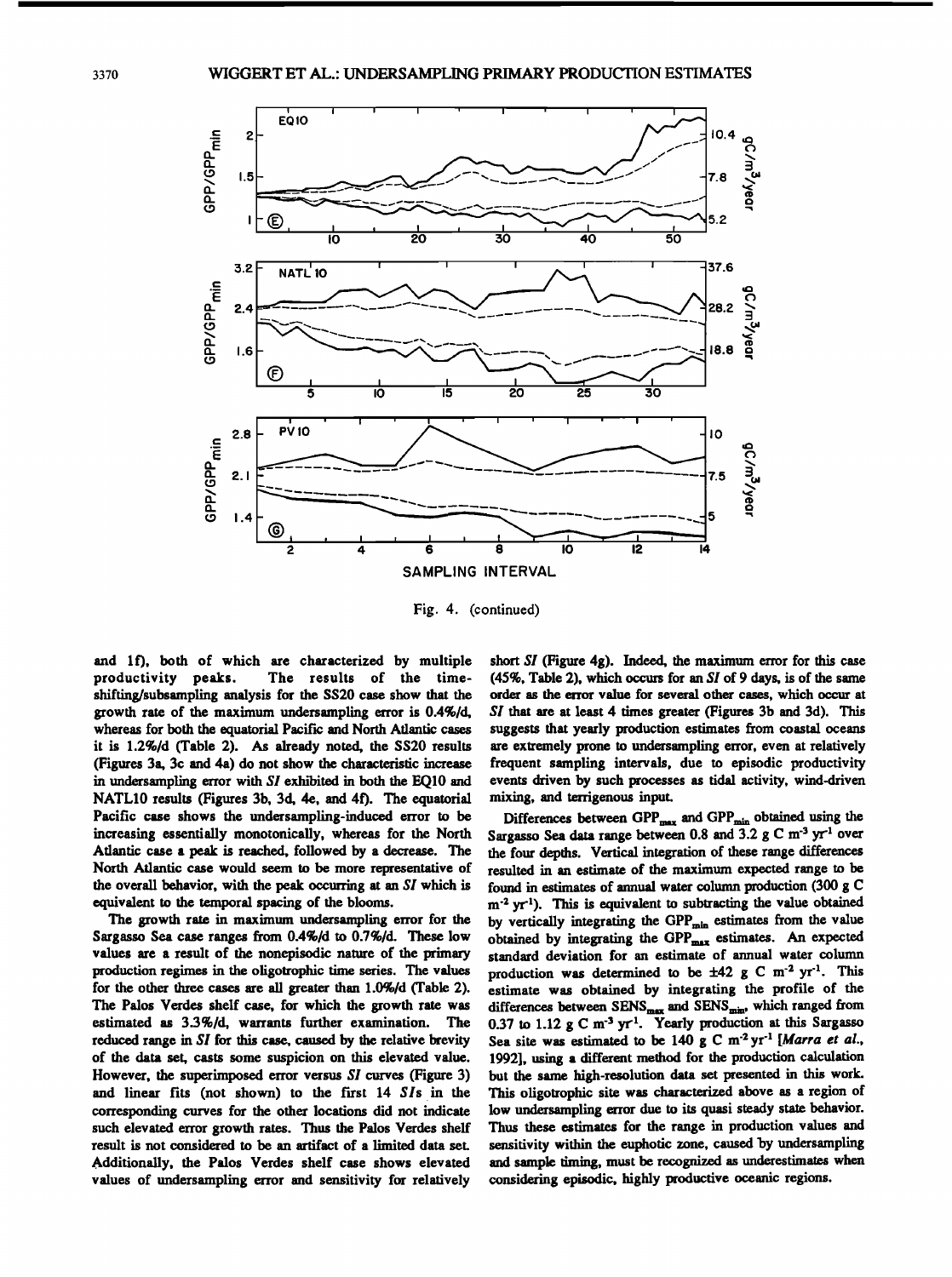Fig. 4. (continued)

and 1f), both of which are characterized by multiple productivity peaks. The results of the time-shifting/subsampling analysis for the SS20 case show that the growth rate of the maximum undersampling error is 0.4%/d, whereas for both the equatorial Pacific and North Atlantic cases it is 1.2%/d (Table 2). As already noted, the SS20 results (Figures 3a, 3c and 4a) do not show the characteristic increase in undersampling error with *SI* exhibited in both the EQ10 and NATL10 results (Figures 3b, 3d, 4e, and 4f). The equatorial Pacific case shows the undersampling-induced error to be increasing essentially monotonically, whereas for the North Atlantic case a peak is reached, followed by a decrease. The North Atlantic case would seem to be more representative of the overall behavior, with the peak occurring at an *SI* which is equivalent to the temporal spacing of the blooms.

The growth rate in maximum undersampling error for the Sargasso Sea case ranges from 0.4%/d to 0.7%/d. These low values are a result of the nonepisodic nature of the primary production regimes in the oligotrophic time series. The values for the other three cases are all greater than 1.0%/d (Table 2). The Palos Verdes shelf case, for which the growth rate was estimated as 3.3%/d, warrants further examination. The reduced range in *SI* for this case, caused by the relative brevity of the data set, casts some suspicion on this elevated value. However, the superimposed error versus *SI* curves (Figure 3) and linear fits (not shown) to the first 14 *SI*s in the corresponding curves for the other locations did not indicate such elevated error growth rates. Thus the Palos Verdes shelf result is not considered to be an artifact of a limited data set. Additionally, the Palos Verdes shelf case shows elevated values of undersampling error and sensitivity for relatively short *SI* (Figure 4g). Indeed, the maximum error for this case (45%, Table 2), which occurs for an *SI* of 9 days, is of the same order as the error value for several other cases, which occur at *SI* that are at least 4 times greater (Figures 3b and 3d). This suggests that yearly production estimates from coastal oceans are extremely prone to undersampling error, even at relatively frequent sampling intervals, due to episodic productivity events driven by such processes as tidal activity, wind-driven mixing, and terrigenous input.

Differences between $GPP_{max}$ and $GPP_{min}$ obtained using the Sargasso Sea data range between 0.8 and 3.2 g C $m^{-3}$ $yr^{-1}$ over the four depths. Vertical integration of these range differences resulted in an estimate of the maximum expected range to be found in estimates of annual water column production (300 g C $m^{-2}$ $yr^{-1}$). This is equivalent to subtracting the value obtained by vertically integrating the $GPP_{min}$ estimates from the value obtained by integrating the $GPP_{max}$ estimates. An expected standard deviation for an estimate of annual water column production was determined to be ±42 g C $m^{-2}$ $yr^{-1}$. This estimate was obtained by integrating the profile of the differences between $SENS_{max}$ and $SENS_{min}$, which ranged from 0.37 to 1.12 g C $m^{-3}$ $yr^{-1}$. Yearly production at this Sargasso Sea site was estimated to be 140 g C $m^{-2}$ $yr^{-1}$ [*Marra et al.*, 1992], using a different method for the production calculation but the same high-resolution data set presented in this work. This oligotrophic site was characterized above as a region of low undersampling error due to its quasi steady state behavior. Thus these estimates for the range in production values and sensitivity within the euphotic zone, caused by undersampling and sample timing, must be recognized as underestimates when considering episodic, highly productive oceanic regions.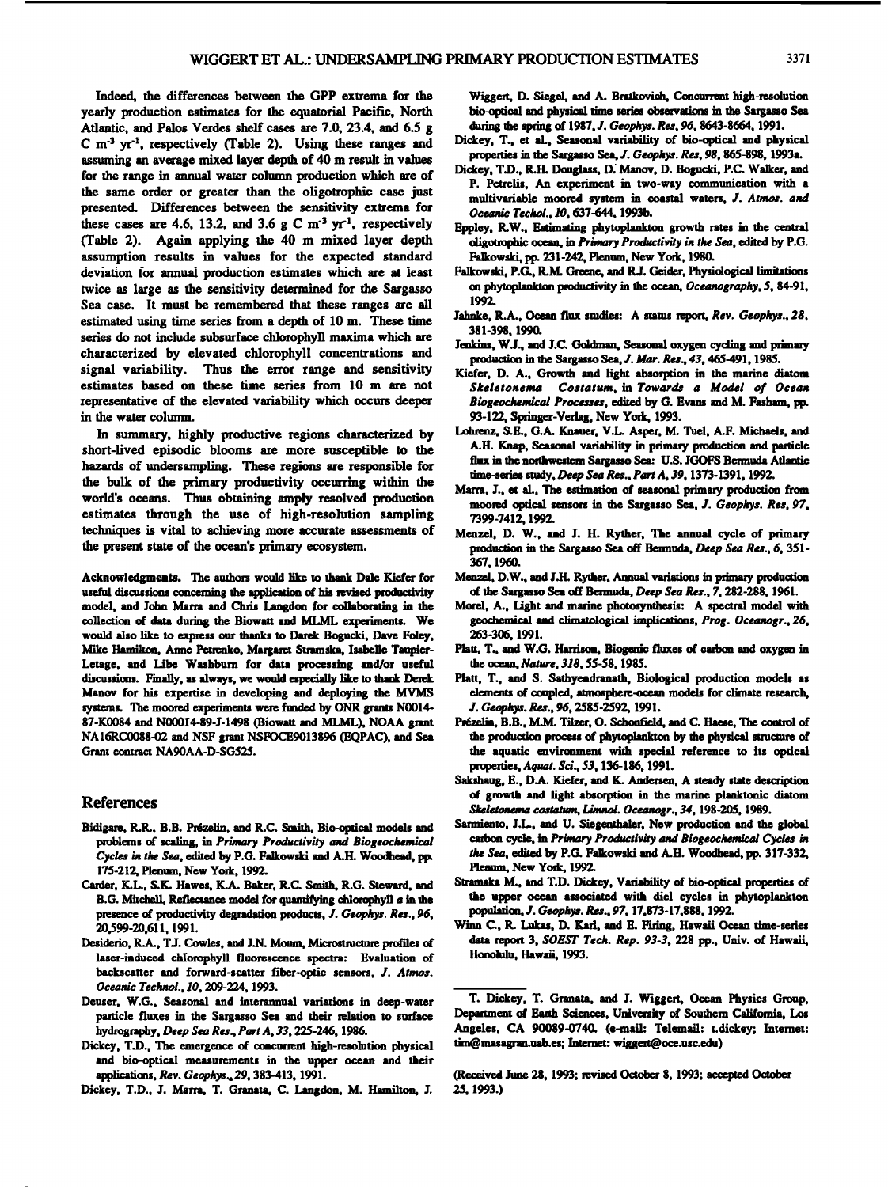Indeed, the differences between the GPP extrema for the yearly production estimates for the equatorial Pacific, North Atlantic, and Palos Verdes shelf cases are 7.0, 23.4, and 6.5 g C $m^{-3}$ $yr^{-1}$, respectively (Table 2). Using these ranges and assuming an average mixed layer depth of 40 m result in values for the range in annual water column production which are of the same order or greater than the oligotrophic case just presented. Differences between the sensitivity extrema for these cases are 4.6, 13.2, and 3.6 g C $m^{-3}$ $yr^{-1}$, respectively (Table 2). Again applying the 40 m mixed layer depth assumption results in values for the expected standard deviation for annual production estimates which are at least twice as large as the sensitivity determined for the Sargasso Sea case. It must be remembered that these ranges are all estimated using time series from a depth of 10 m. These time series do not include subsurface chlorophyll maxima which are characterized by elevated chlorophyll concentrations and signal variability. Thus the error range and sensitivity estimates based on these time series from 10 m are not representative of the elevated variability which occurs deeper in the water column.

In summary, highly productive regions characterized by short-lived episodic blooms are more susceptible to the hazards of undersampling. These regions are responsible for the bulk of the primary productivity occurring within the world's oceans. Thus obtaining amply resolved production estimates through the use of high-resolution sampling techniques is vital to achieving more accurate assessments of the present state of the ocean's primary ecosystem.

**Acknowledgments.** The authors would like to thank Dale Kiefer for useful discussions concerning the application of his revised productivity model, and John Marra and Chris Langdon for collaborating in the collection of data during the Biowatt and MLML experiments. We would also like to express our thanks to Darek Bogucki, Dave Foley, Mike Hamilton, Anne Petrenko, Margaret Stramska, Isabelle Taupier-Letage, and Libe Washburn for data processing and/or useful discussions. Finally, as always, we would especially like to thank Derek Manov for his expertise in developing and deploying the MVMS systems. The moored experiments were funded by ONR grants N0014-87-K0084 and N00014-89-J-1498 (Biowatt and MLML), NOAA grant NA16RC0088-02 and NSF grant NSFOCE9013896 (EQPAC), and Sea Grant contract NA90AA-D-SG525.

## References

Bidigare, R.R., B.B. Prézelin, and R.C. Smith, Bio-optical models and problems of scaling, in *Primary Productivity and Biogeochemical Cycles in the Sea*, edited by P.G. Falkowski and A.H. Woodhead, pp. 175-212, Plenum, New York, 1992.

Carder, K.L., S.K. Hawes, K.A. Baker, R.C. Smith, R.G. Steward, and B.G. Mitchell, Reflectance model for quantifying chlorophyll *a* in the presence of productivity degradation products, *J. Geophys. Res.*, *96*, 20,599-20,611, 1991.

Desiderio, R.A., T.J. Cowles, and J.N. Moum, Microstructure profiles of laser-induced chlorophyll fluorescence spectra: Evaluation of backscatter and forward-scatter fiber-optic sensors, *J. Atmos. Oceanic Technol.*, *10*, 209-224, 1993.

Deuser, W.G., Seasonal and interannual variations in deep-water particle fluxes in the Sargasso Sea and their relation to surface hydrography, *Deep Sea Res., Part A*, *33*, 225-246, 1986.

Dickey, T.D., The emergence of concurrent high-resolution physical and bio-optical measurements in the upper ocean and their applications, *Rev. Geophys.*, *29*, 383-413, 1991.

Dickey, T.D., J. Marra, T. Granata, C. Langdon, M. Hamilton, J. Wiggert, D. Siegel, and A. Bratkovich, Concurrent high-resolution bio-optical and physical time series observations in the Sargasso Sea during the spring of 1987, *J. Geophys. Res*, *96*, 8643-8664, 1991.

Dickey, T., et al., Seasonal variability of bio-optical and physical properties in the Sargasso Sea, *J. Geophys. Res*, *98*, 865-898, 1993a.

Dickey, T.D., R.H. Douglass, D. Manov, D. Bogucki, P.C. Walker, and P. Petrelis, An experiment in two-way communication with a multivariable moored system in coastal waters, *J. Atmos. and Oceanic Techol.*, *10*, 637-644, 1993b.

Eppley, R.W., Estimating phytoplankton growth rates in the central oligotrophic ocean, in *Primary Productivity in the Sea*, edited by P.G. Falkowski, pp. 231-242, Plenum, New York, 1980.

Falkowski, P.G., R.M. Greene, and R.J. Geider, Physiological limitations on phytoplankton productivity in the ocean, *Oceanography*, *5*, 84-91, 1992.

Jahnke, R.A., Ocean flux studies: A status report, *Rev. Geophys.*, *28*, 381-398, 1990.

Jenkins, W.J., and J.C. Goldman, Seasonal oxygen cycling and primary production in the Sargasso Sea, *J. Mar. Res.*, *43*, 465-491, 1985.

Kiefer, D. A., Growth and light absorption in the marine diatom *Skeletonema Costatum*, in *Towards a Model of Ocean Biogeochemical Processes*, edited by G. Evans and M. Fasham, pp. 93-122, Springer-Verlag, New York, 1993.

Lohrenz, S.E., G.A. Knauer, V.L. Asper, M. Tuel, A.F. Michaels, and A.H. Knap, Seasonal variability in primary production and particle flux in the northwestern Sargasso Sea: U.S. JGOFS Bermuda Atlantic time-series study, *Deep Sea Res., Part A*, *39*, 1373-1391, 1992.

Marra, J., et al., The estimation of seasonal primary production from moored optical sensors in the Sargasso Sea, *J. Geophys. Res*, *97*, 7399-7412, 1992.

Menzel, D. W., and J. H. Ryther, The annual cycle of primary production in the Sargasso Sea off Bermuda, *Deep Sea Res.*, *6*, 351-367, 1960.

Menzel, D.W., and J.H. Ryther, Annual variations in primary production of the Sargasso Sea off Bermuda, *Deep Sea Res.*, *7*, 282-288, 1961.

Morel, A., Light and marine photosynthesis: A spectral model with geochemical and climatological implications, *Prog. Oceanogr.*, *26*, 263-306, 1991.

Platt, T., and W.G. Harrison, Biogenic fluxes of carbon and oxygen in the ocean, *Nature*, *318*, 55-58, 1985.

Platt, T., and S. Sathyendranath, Biological production models as elements of coupled, atmosphere-ocean models for climate research, *J. Geophys. Res.*, *96*, 2585-2592, 1991.

Prézelin, B.B., M.M. Tilzer, O. Schofield, and C. Haese, The control of the production process of phytoplankton by the physical structure of the aquatic environment with special reference to its optical properties, *Aquat. Sci.*, *53*, 136-186, 1991.

Sakshaug, E., D.A. Kiefer, and K. Andersen, A steady state description of growth and light absorption in the marine planktonic diatom *Skeletonema costatum*, *Limnol. Oceanogr.*, *34*, 198-205, 1989.

Sarmiento, J.L., and U. Siegenthaler, New production and the global carbon cycle, in *Primary Productivity and Biogeochemical Cycles in the Sea*, edited by P.G. Falkowski and A.H. Woodhead, pp. 317-332, Plenum, New York, 1992.

Stramska M., and T.D. Dickey, Variability of bio-optical properties of the upper ocean associated with diel cycles in phytoplankton population, *J. Geophys. Res.*, *97*, 17,873-17,888, 1992.

Winn C., R. Lukas, D. Karl, and E. Firing, Hawaii Ocean time-series data report 3, *SOEST Tech. Rep. 93-3*, 228 pp., Univ. of Hawaii, Honolulu, Hawaii, 1993.

T. Dickey, T. Granata, and J. Wiggert, Ocean Physics Group, Department of Earth Sciences, University of Southern California, Los Angeles, CA 90089-0740. (e-mail: Telemail: t.dickey; Internet: tim@masagran.uab.es; Internet: wiggert@oce.usc.edu)

(Received June 28, 1993; revised October 8, 1993; accepted October 25, 1993.)